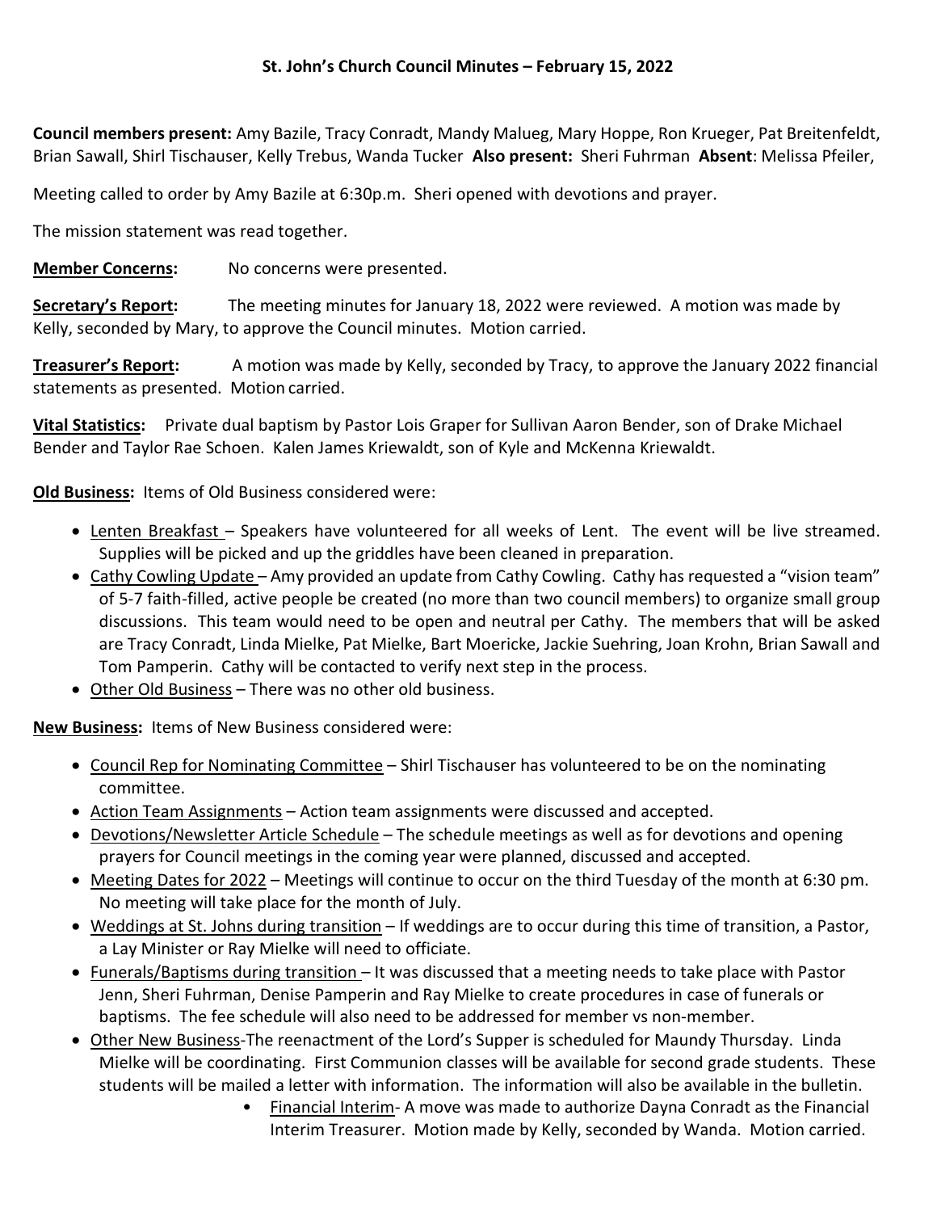### St. John's Church Council Minutes – February 15, 2022

**Council members present:** Amy Bazile, Tracy Conradt, Mandy Malueg, Mary Hoppe, Ron Krueger, Pat Breitenfeldt, Brian Sawall, Shirl Tischauser, Kelly Trebus, Wanda Tucker **Also present:** Sheri Fuhrman **Absent**: Melissa Pfeiler,

Meeting called to order by Amy Bazile at 6:30p.m. Sheri opened with devotions and prayer.

The mission statement was read together.

**Member Concerns:** No concerns were presented.

**Secretary's Report:** The meeting minutes for January 18, 2022 were reviewed. A motion was made by Kelly, seconded by Mary, to approve the Council minutes. Motion carried.

**Treasurer's Report:** A motion was made by Kelly, seconded by Tracy, to approve the January 2022 financial statements as presented. Motion carried.

**Vital Statistics:** Private dual baptism by Pastor Lois Graper for Sullivan Aaron Bender, son of Drake Michael Bender and Taylor Rae Schoen. Kalen James Kriewaldt, son of Kyle and McKenna Kriewaldt.

**Old Business:** Items of Old Business considered were:

- Lenten Breakfast – Speakers have volunteered for all weeks of Lent. The event will be live streamed. Supplies will be picked and up the griddles have been cleaned in preparation.
- Cathy Cowling Update – Amy provided an update from Cathy Cowling. Cathy has requested a "vision team" of 5-7 faith-filled, active people be created (no more than two council members) to organize small group discussions. This team would need to be open and neutral per Cathy. The members that will be asked are Tracy Conradt, Linda Mielke, Pat Mielke, Bart Moericke, Jackie Suehring, Joan Krohn, Brian Sawall and Tom Pamperin. Cathy will be contacted to verify next step in the process.
- Other Old Business – There was no other old business.

**New Business:** Items of New Business considered were:

- Council Rep for Nominating Committee – Shirl Tischauser has volunteered to be on the nominating committee.
- Action Team Assignments – Action team assignments were discussed and accepted.
- Devotions/Newsletter Article Schedule – The schedule meetings as well as for devotions and opening prayers for Council meetings in the coming year were planned, discussed and accepted.
- Meeting Dates for 2022 – Meetings will continue to occur on the third Tuesday of the month at 6:30 pm. No meeting will take place for the month of July.
- Weddings at St. Johns during transition – If weddings are to occur during this time of transition, a Pastor, a Lay Minister or Ray Mielke will need to officiate.
- Funerals/Baptisms during transition – It was discussed that a meeting needs to take place with Pastor Jenn, Sheri Fuhrman, Denise Pamperin and Ray Mielke to create procedures in case of funerals or baptisms. The fee schedule will also need to be addressed for member vs non-member.
- Other New Business-The reenactment of the Lord's Supper is scheduled for Maundy Thursday. Linda Mielke will be coordinating. First Communion classes will be available for second grade students. These students will be mailed a letter with information. The information will also be available in the bulletin.
  - Financial Interim- A move was made to authorize Dayna Conradt as the Financial Interim Treasurer. Motion made by Kelly, seconded by Wanda. Motion carried.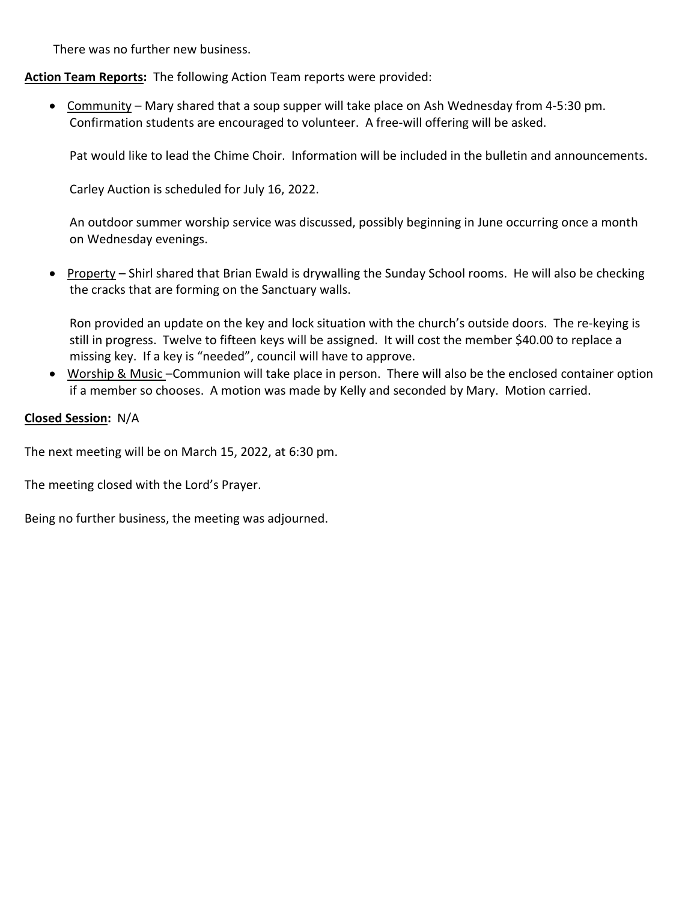There was no further new business.

**Action Team Reports:** The following Action Team reports were provided:

- Community – Mary shared that a soup supper will take place on Ash Wednesday from 4-5:30 pm. Confirmation students are encouraged to volunteer. A free-will offering will be asked.

  Pat would like to lead the Chime Choir. Information will be included in the bulletin and announcements.

  Carley Auction is scheduled for July 16, 2022.

  An outdoor summer worship service was discussed, possibly beginning in June occurring once a month on Wednesday evenings.

- Property – Shirl shared that Brian Ewald is drywalling the Sunday School rooms. He will also be checking the cracks that are forming on the Sanctuary walls.

  Ron provided an update on the key and lock situation with the church's outside doors. The re-keying is still in progress. Twelve to fifteen keys will be assigned. It will cost the member $40.00 to replace a missing key. If a key is "needed", council will have to approve.
- Worship & Music –Communion will take place in person. There will also be the enclosed container option if a member so chooses. A motion was made by Kelly and seconded by Mary. Motion carried.

**Closed Session:** N/A

The next meeting will be on March 15, 2022, at 6:30 pm.

The meeting closed with the Lord's Prayer.

Being no further business, the meeting was adjourned.